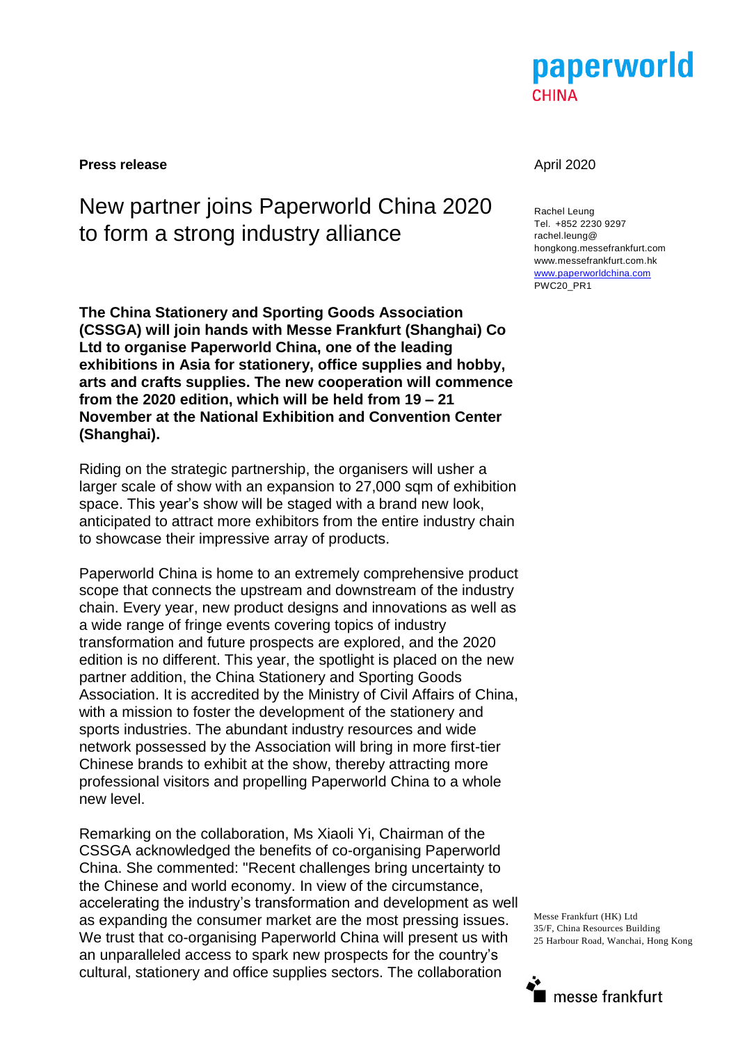**Press release**

April 2020

# New partner joins Paperworld China 2020 to form a strong industry alliance

Rachel Leung
Tel. +852 2230 9297
rachel.leung@hongkong.messefrankfurt.com
www.messefrankfurt.com.hk
www.paperworldchina.com
PWC20_PR1

**The China Stationery and Sporting Goods Association (CSSGA) will join hands with Messe Frankfurt (Shanghai) Co Ltd to organise Paperworld China, one of the leading exhibitions in Asia for stationery, office supplies and hobby, arts and crafts supplies. The new cooperation will commence from the 2020 edition, which will be held from 19 – 21 November at the National Exhibition and Convention Center (Shanghai).**

Riding on the strategic partnership, the organisers will usher a larger scale of show with an expansion to 27,000 sqm of exhibition space. This year's show will be staged with a brand new look, anticipated to attract more exhibitors from the entire industry chain to showcase their impressive array of products.

Paperworld China is home to an extremely comprehensive product scope that connects the upstream and downstream of the industry chain. Every year, new product designs and innovations as well as a wide range of fringe events covering topics of industry transformation and future prospects are explored, and the 2020 edition is no different. This year, the spotlight is placed on the new partner addition, the China Stationery and Sporting Goods Association. It is accredited by the Ministry of Civil Affairs of China, with a mission to foster the development of the stationery and sports industries. The abundant industry resources and wide network possessed by the Association will bring in more first-tier Chinese brands to exhibit at the show, thereby attracting more professional visitors and propelling Paperworld China to a whole new level.

Remarking on the collaboration, Ms Xiaoli Yi, Chairman of the CSSGA acknowledged the benefits of co-organising Paperworld China. She commented: "Recent challenges bring uncertainty to the Chinese and world economy. In view of the circumstance, accelerating the industry's transformation and development as well as expanding the consumer market are the most pressing issues. We trust that co-organising Paperworld China will present us with an unparalleled access to spark new prospects for the country's cultural, stationery and office supplies sectors. The collaboration

Messe Frankfurt (HK) Ltd
35/F, China Resources Building
25 Harbour Road, Wanchai, Hong Kong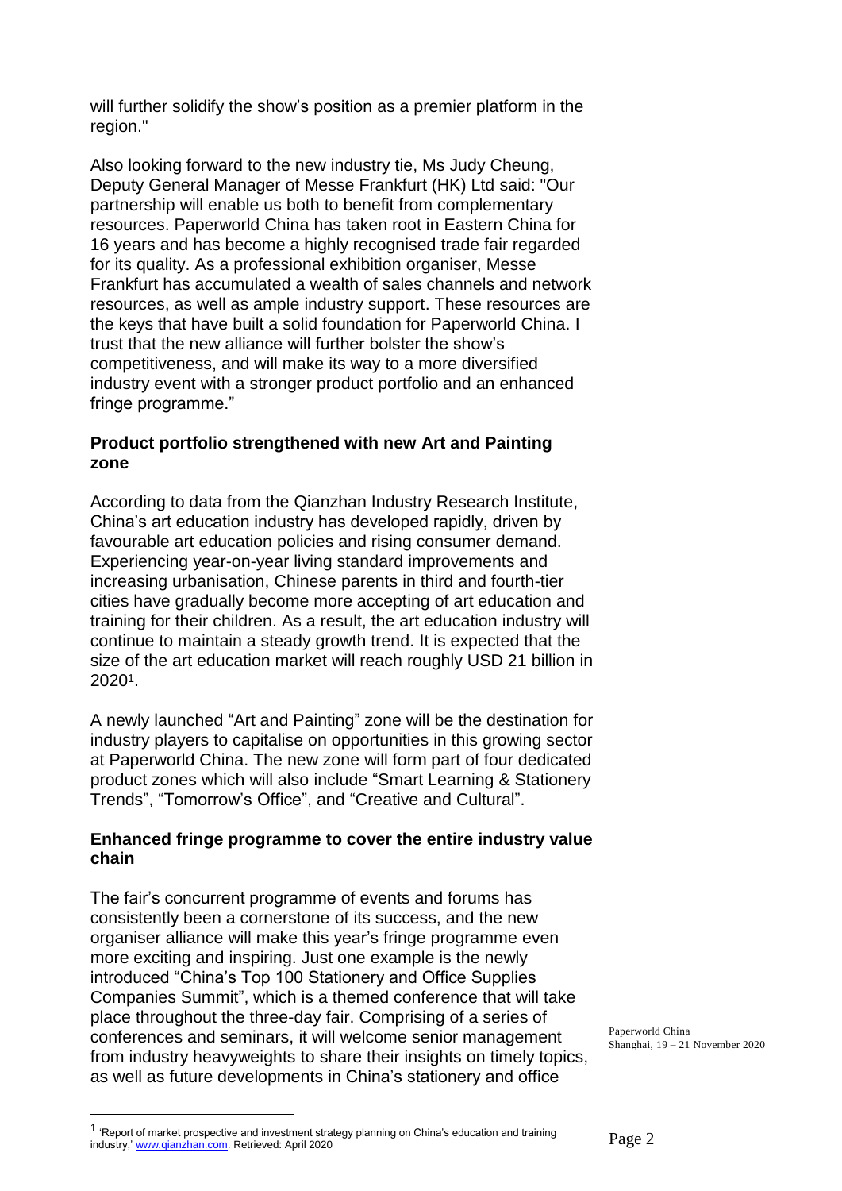will further solidify the show's position as a premier platform in the region."

Also looking forward to the new industry tie, Ms Judy Cheung, Deputy General Manager of Messe Frankfurt (HK) Ltd said: "Our partnership will enable us both to benefit from complementary resources. Paperworld China has taken root in Eastern China for 16 years and has become a highly recognised trade fair regarded for its quality. As a professional exhibition organiser, Messe Frankfurt has accumulated a wealth of sales channels and network resources, as well as ample industry support. These resources are the keys that have built a solid foundation for Paperworld China. I trust that the new alliance will further bolster the show's competitiveness, and will make its way to a more diversified industry event with a stronger product portfolio and an enhanced fringe programme."

**Product portfolio strengthened with new Art and Painting zone**

According to data from the Qianzhan Industry Research Institute, China's art education industry has developed rapidly, driven by favourable art education policies and rising consumer demand. Experiencing year-on-year living standard improvements and increasing urbanisation, Chinese parents in third and fourth-tier cities have gradually become more accepting of art education and training for their children. As a result, the art education industry will continue to maintain a steady growth trend. It is expected that the size of the art education market will reach roughly USD 21 billion in 2020[1].

A newly launched "Art and Painting" zone will be the destination for industry players to capitalise on opportunities in this growing sector at Paperworld China. The new zone will form part of four dedicated product zones which will also include "Smart Learning & Stationery Trends", "Tomorrow's Office", and "Creative and Cultural".

**Enhanced fringe programme to cover the entire industry value chain**

The fair's concurrent programme of events and forums has consistently been a cornerstone of its success, and the new organiser alliance will make this year's fringe programme even more exciting and inspiring. Just one example is the newly introduced "China's Top 100 Stationery and Office Supplies Companies Summit", which is a themed conference that will take place throughout the three-day fair. Comprising of a series of conferences and seminars, it will welcome senior management from industry heavyweights to share their insights on timely topics, as well as future developments in China's stationery and office

Paperworld China
Shanghai, 19 – 21 November 2020

[1] 'Report of market prospective and investment strategy planning on China's education and training industry,' www.qianzhan.com. Retrieved: April 2020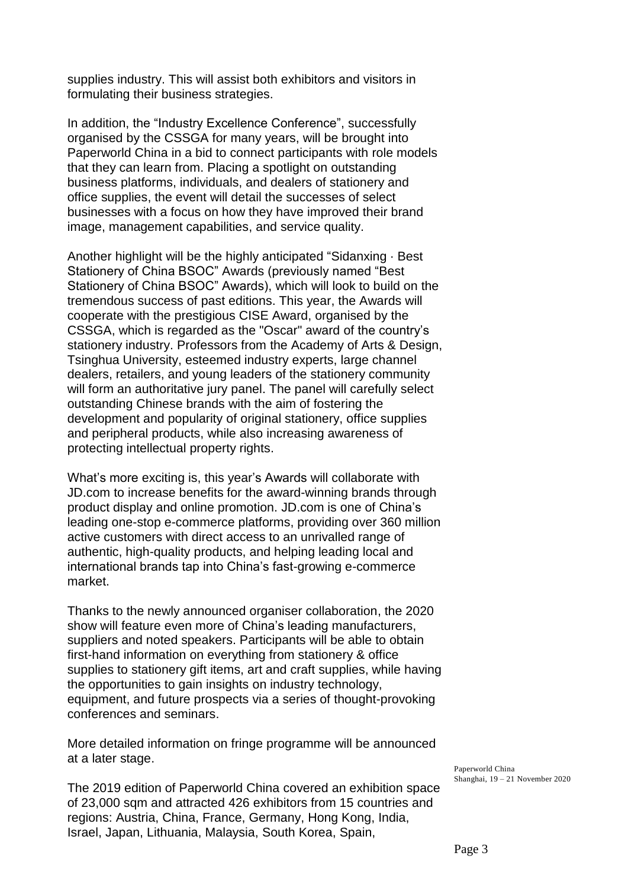supplies industry. This will assist both exhibitors and visitors in formulating their business strategies.

In addition, the "Industry Excellence Conference", successfully organised by the CSSGA for many years, will be brought into Paperworld China in a bid to connect participants with role models that they can learn from. Placing a spotlight on outstanding business platforms, individuals, and dealers of stationery and office supplies, the event will detail the successes of select businesses with a focus on how they have improved their brand image, management capabilities, and service quality.

Another highlight will be the highly anticipated "Sidanxing · Best Stationery of China BSOC" Awards (previously named "Best Stationery of China BSOC" Awards), which will look to build on the tremendous success of past editions. This year, the Awards will cooperate with the prestigious CISE Award, organised by the CSSGA, which is regarded as the "Oscar" award of the country's stationery industry. Professors from the Academy of Arts & Design, Tsinghua University, esteemed industry experts, large channel dealers, retailers, and young leaders of the stationery community will form an authoritative jury panel. The panel will carefully select outstanding Chinese brands with the aim of fostering the development and popularity of original stationery, office supplies and peripheral products, while also increasing awareness of protecting intellectual property rights.

What's more exciting is, this year's Awards will collaborate with JD.com to increase benefits for the award-winning brands through product display and online promotion. JD.com is one of China's leading one-stop e-commerce platforms, providing over 360 million active customers with direct access to an unrivalled range of authentic, high-quality products, and helping leading local and international brands tap into China's fast-growing e-commerce market.

Thanks to the newly announced organiser collaboration, the 2020 show will feature even more of China's leading manufacturers, suppliers and noted speakers. Participants will be able to obtain first-hand information on everything from stationery & office supplies to stationery gift items, art and craft supplies, while having the opportunities to gain insights on industry technology, equipment, and future prospects via a series of thought-provoking conferences and seminars.

More detailed information on fringe programme will be announced at a later stage.

The 2019 edition of Paperworld China covered an exhibition space of 23,000 sqm and attracted 426 exhibitors from 15 countries and regions: Austria, China, France, Germany, Hong Kong, India, Israel, Japan, Lithuania, Malaysia, South Korea, Spain,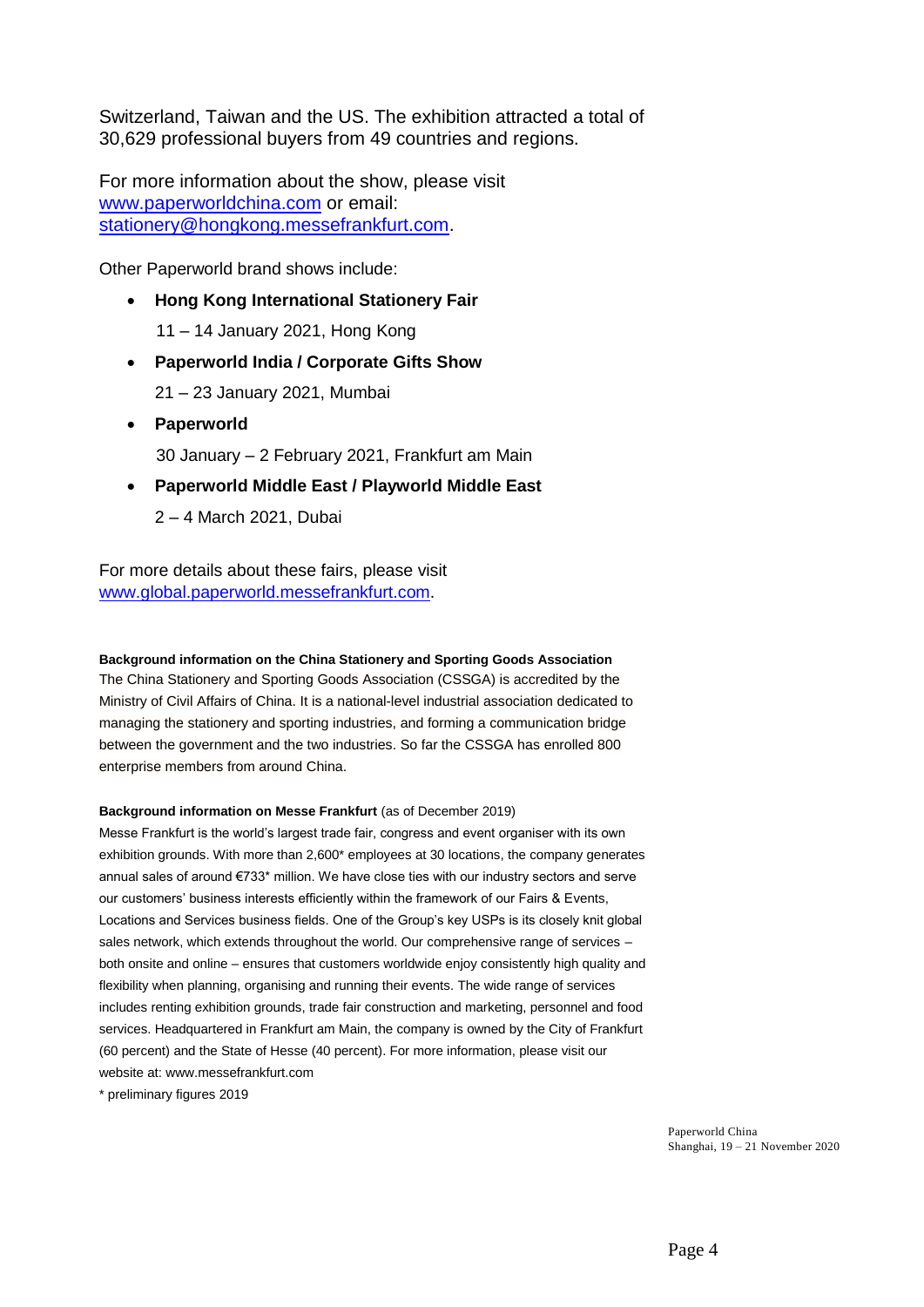Switzerland, Taiwan and the US. The exhibition attracted a total of 30,629 professional buyers from 49 countries and regions.

For more information about the show, please visit [www.paperworldchina.com](http://www.paperworldchina.com) or email: [stationery@hongkong.messefrankfurt.com](mailto:stationery@hongkong.messefrankfurt.com).

Other Paperworld brand shows include:

- **Hong Kong International Stationery Fair**
  11 – 14 January 2021, Hong Kong
- **Paperworld India / Corporate Gifts Show**
  21 – 23 January 2021, Mumbai
- **Paperworld**
  30 January – 2 February 2021, Frankfurt am Main
- **Paperworld Middle East / Playworld Middle East**
  2 – 4 March 2021, Dubai

For more details about these fairs, please visit [www.global.paperworld.messefrankfurt.com](http://www.global.paperworld.messefrankfurt.com).

**Background information on the China Stationery and Sporting Goods Association**
The China Stationery and Sporting Goods Association (CSSGA) is accredited by the Ministry of Civil Affairs of China. It is a national-level industrial association dedicated to managing the stationery and sporting industries, and forming a communication bridge between the government and the two industries. So far the CSSGA has enrolled 800 enterprise members from around China.

**Background information on Messe Frankfurt** (as of December 2019)
Messe Frankfurt is the world's largest trade fair, congress and event organiser with its own exhibition grounds. With more than 2,600* employees at 30 locations, the company generates annual sales of around €733* million. We have close ties with our industry sectors and serve our customers' business interests efficiently within the framework of our Fairs & Events, Locations and Services business fields. One of the Group's key USPs is its closely knit global sales network, which extends throughout the world. Our comprehensive range of services – both onsite and online – ensures that customers worldwide enjoy consistently high quality and flexibility when planning, organising and running their events. The wide range of services includes renting exhibition grounds, trade fair construction and marketing, personnel and food services. Headquartered in Frankfurt am Main, the company is owned by the City of Frankfurt (60 percent) and the State of Hesse (40 percent). For more information, please visit our website at: www.messefrankfurt.com

* preliminary figures 2019